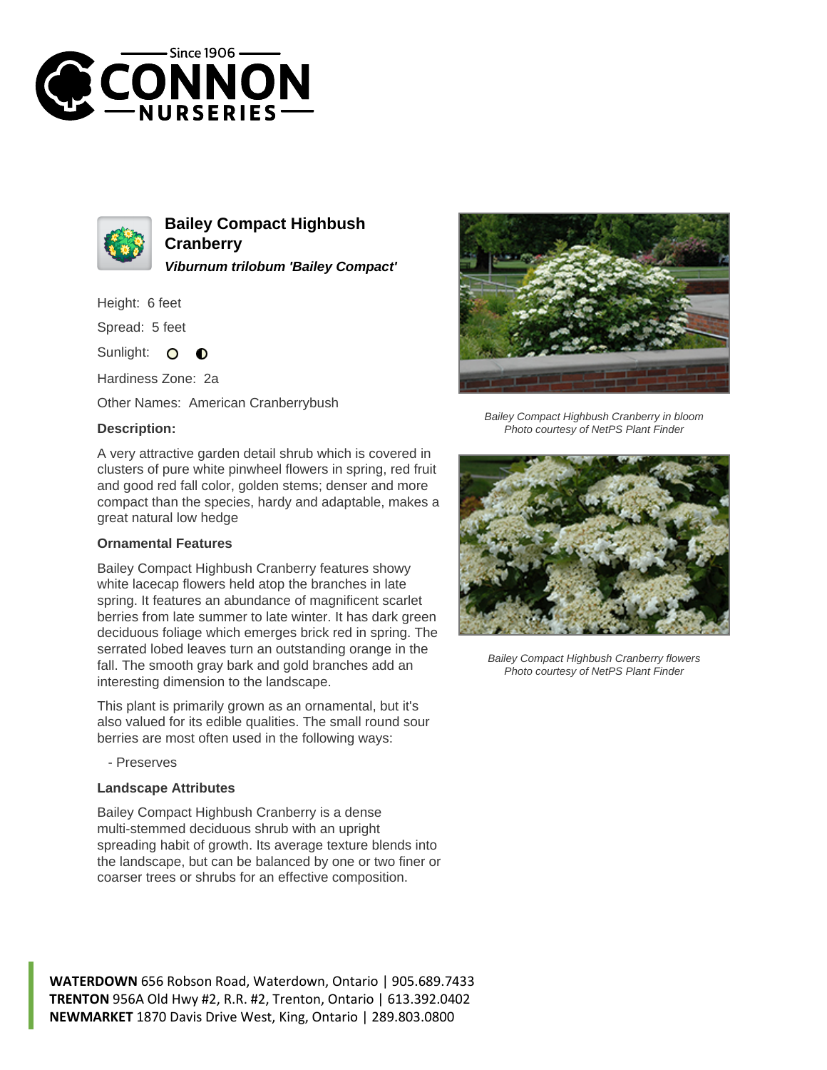# Bailey Compact Highbush Cranberry

***Viburnum trilobum 'Bailey Compact'***

Height: 6 feet

Spread: 5 feet

Sunlight: ○ ◐

Hardiness Zone: 2a

Other Names: American Cranberrybush

**Description:**

A very attractive garden detail shrub which is covered in clusters of pure white pinwheel flowers in spring, red fruit and good red fall color, golden stems; denser and more compact than the species, hardy and adaptable, makes a great natural low hedge

### Ornamental Features

Bailey Compact Highbush Cranberry features showy white lacecap flowers held atop the branches in late spring. It features an abundance of magnificent scarlet berries from late summer to late winter. It has dark green deciduous foliage which emerges brick red in spring. The serrated lobed leaves turn an outstanding orange in the fall. The smooth gray bark and gold branches add an interesting dimension to the landscape.

This plant is primarily grown as an ornamental, but it's also valued for its edible qualities. The small round sour berries are most often used in the following ways:

- Preserves

### Landscape Attributes

Bailey Compact Highbush Cranberry is a dense multi-stemmed deciduous shrub with an upright spreading habit of growth. Its average texture blends into the landscape, but can be balanced by one or two finer or coarser trees or shrubs for an effective composition.

*Bailey Compact Highbush Cranberry in bloom*
*Photo courtesy of NetPS Plant Finder*

*Bailey Compact Highbush Cranberry flowers*
*Photo courtesy of NetPS Plant Finder*

**WATERDOWN** 656 Robson Road, Waterdown, Ontario | 905.689.7433
**TRENTON** 956A Old Hwy #2, R.R. #2, Trenton, Ontario | 613.392.0402
**NEWMARKET** 1870 Davis Drive West, King, Ontario | 289.803.0800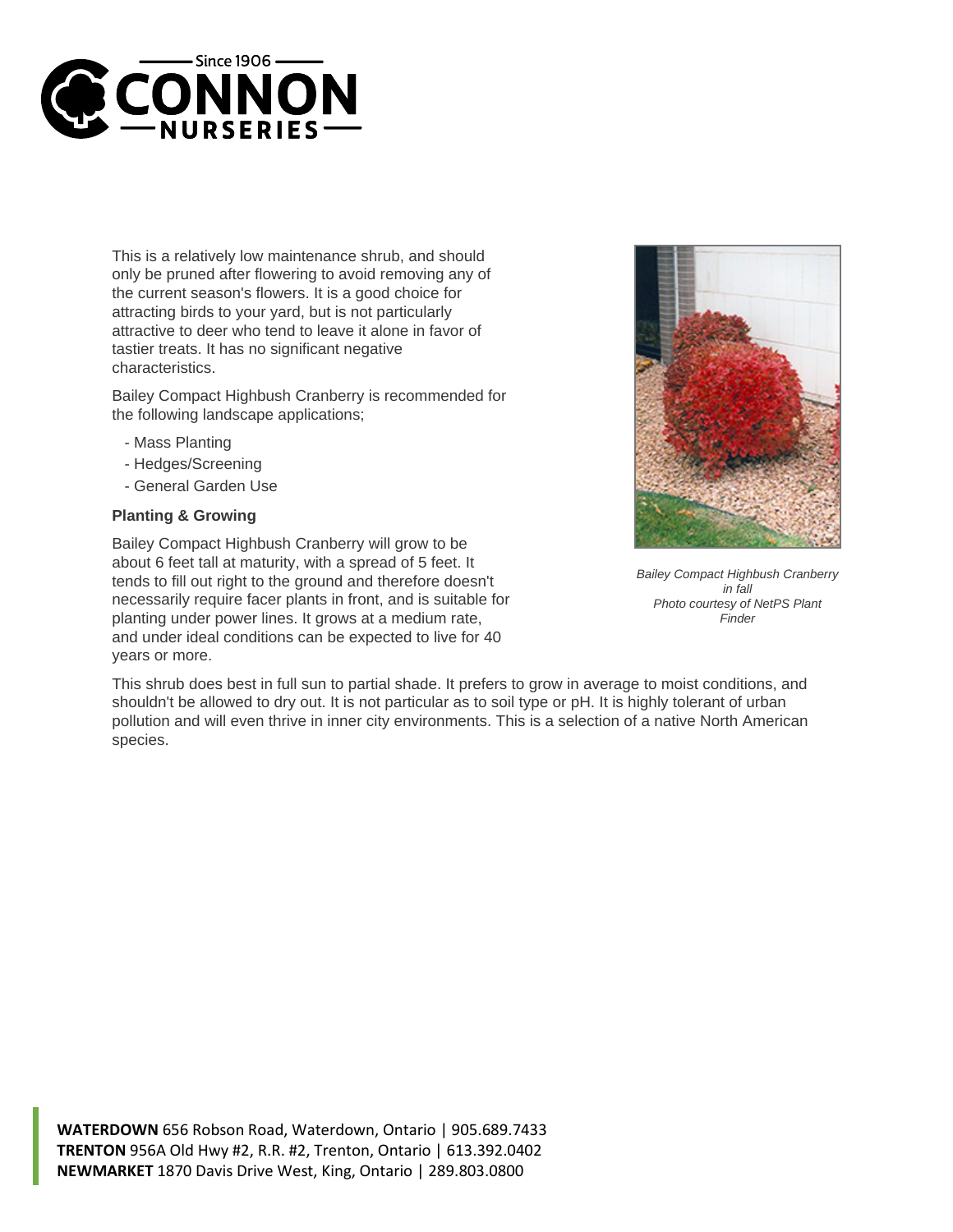This is a relatively low maintenance shrub, and should only be pruned after flowering to avoid removing any of the current season's flowers. It is a good choice for attracting birds to your yard, but is not particularly attractive to deer who tend to leave it alone in favor of tastier treats. It has no significant negative characteristics.

Bailey Compact Highbush Cranberry is recommended for the following landscape applications;

- Mass Planting
- Hedges/Screening
- General Garden Use

*Bailey Compact Highbush Cranberry in fall*
*Photo courtesy of NetPS Plant Finder*

### Planting & Growing

Bailey Compact Highbush Cranberry will grow to be about 6 feet tall at maturity, with a spread of 5 feet. It tends to fill out right to the ground and therefore doesn't necessarily require facer plants in front, and is suitable for planting under power lines. It grows at a medium rate, and under ideal conditions can be expected to live for 40 years or more.

This shrub does best in full sun to partial shade. It prefers to grow in average to moist conditions, and shouldn't be allowed to dry out. It is not particular as to soil type or pH. It is highly tolerant of urban pollution and will even thrive in inner city environments. This is a selection of a native North American species.